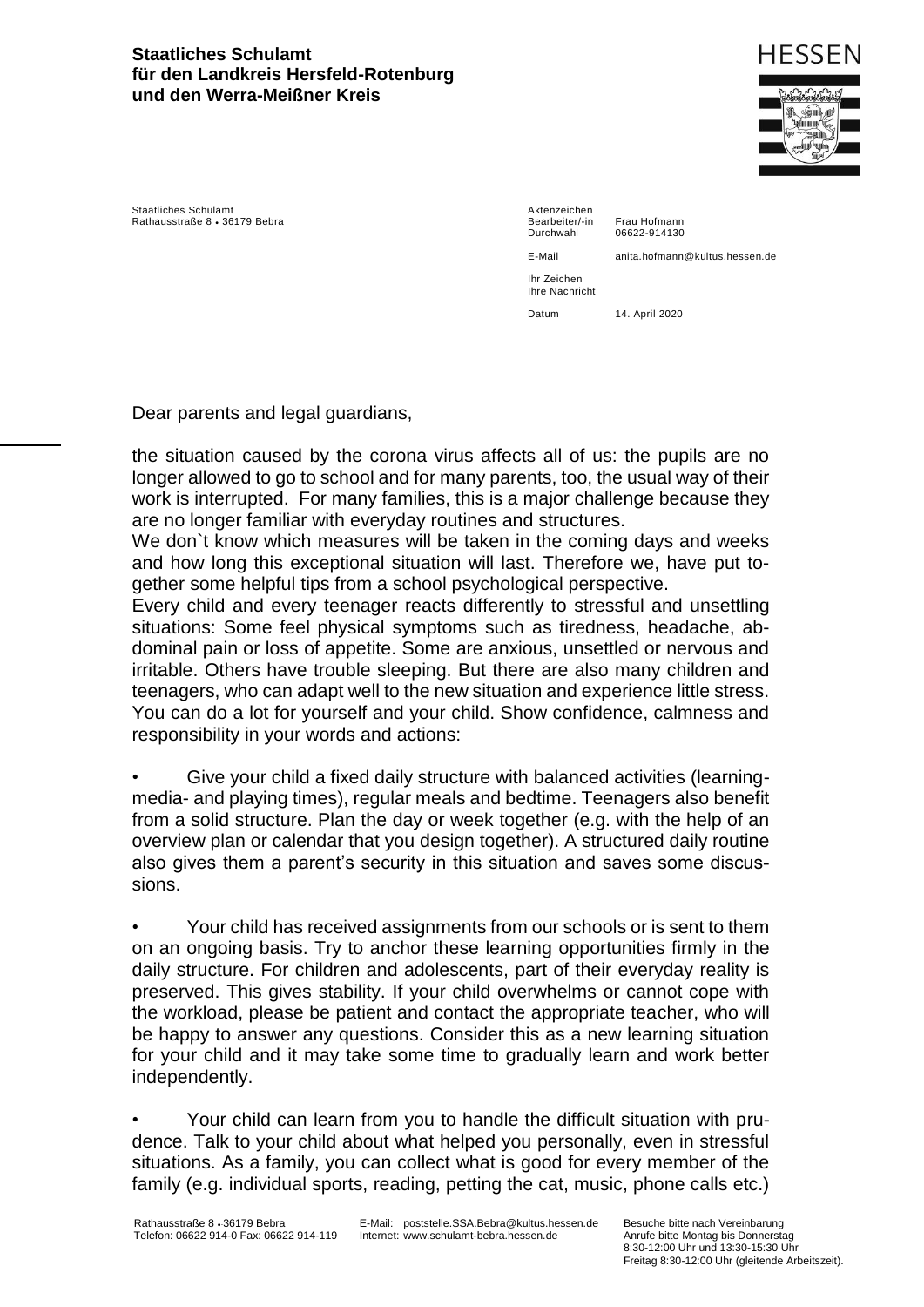**Staatliches Schulamt**
**für den Landkreis Hersfeld-Rotenburg**
**und den Werra-Meißner Kreis**

HESSEN

Staatliches Schulamt
Rathausstraße 8 • 36179 Bebra

| | |
|---|---|
| Aktenzeichen | |
| Bearbeiter/-in | Frau Hofmann |
| Durchwahl | 06622-914130 |
| E-Mail | anita.hofmann@kultus.hessen.de |
| Ihr Zeichen | |
| Ihre Nachricht | |
| Datum | 14. April 2020 |

Dear parents and legal guardians,

the situation caused by the corona virus affects all of us: the pupils are no longer allowed to go to school and for many parents, too, the usual way of their work is interrupted. For many families, this is a major challenge because they are no longer familiar with everyday routines and structures.
We don`t know which measures will be taken in the coming days and weeks and how long this exceptional situation will last. Therefore we, have put together some helpful tips from a school psychological perspective.
Every child and every teenager reacts differently to stressful and unsettling situations: Some feel physical symptoms such as tiredness, headache, abdominal pain or loss of appetite. Some are anxious, unsettled or nervous and irritable. Others have trouble sleeping. But there are also many children and teenagers, who can adapt well to the new situation and experience little stress. You can do a lot for yourself and your child. Show confidence, calmness and responsibility in your words and actions:

- Give your child a fixed daily structure with balanced activities (learning-media- and playing times), regular meals and bedtime. Teenagers also benefit from a solid structure. Plan the day or week together (e.g. with the help of an overview plan or calendar that you design together). A structured daily routine also gives them a parent's security in this situation and saves some discussions.

- Your child has received assignments from our schools or is sent to them on an ongoing basis. Try to anchor these learning opportunities firmly in the daily structure. For children and adolescents, part of their everyday reality is preserved. This gives stability. If your child overwhelms or cannot cope with the workload, please be patient and contact the appropriate teacher, who will be happy to answer any questions. Consider this as a new learning situation for your child and it may take some time to gradually learn and work better independently.

- Your child can learn from you to handle the difficult situation with prudence. Talk to your child about what helped you personally, even in stressful situations. As a family, you can collect what is good for every member of the family (e.g. individual sports, reading, petting the cat, music, phone calls etc.)

Rathausstraße 8 • 36179 Bebra
Telefon: 06622 914-0 Fax: 06622 914-119

E-Mail: poststelle.SSA.Bebra@kultus.hessen.de
Internet: www.schulamt-bebra.hessen.de

Besuche bitte nach Vereinbarung
Anrufe bitte Montag bis Donnerstag
8:30-12:00 Uhr und 13:30-15:30 Uhr
Freitag 8:30-12:00 Uhr (gleitende Arbeitszeit).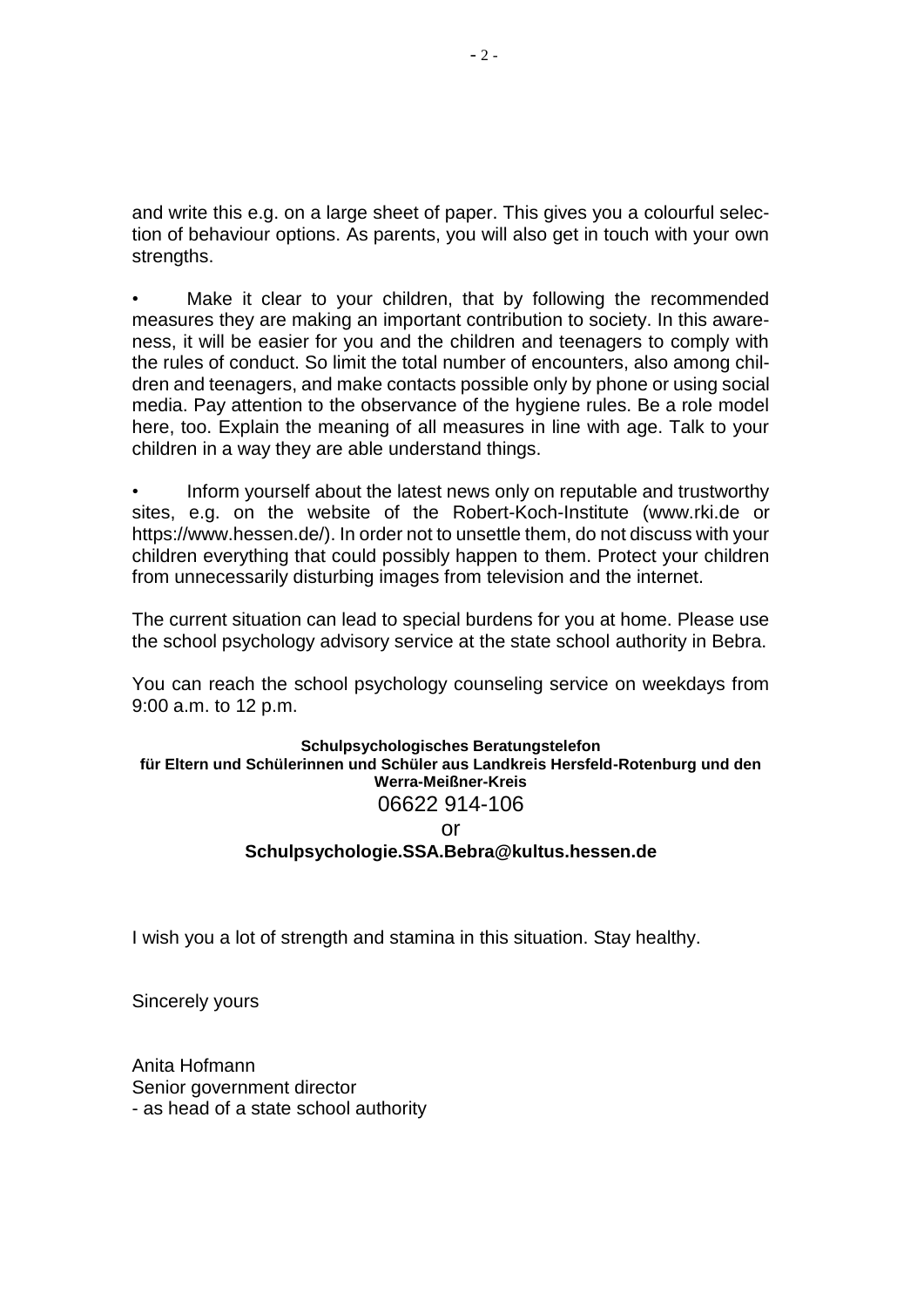and write this e.g. on a large sheet of paper. This gives you a colourful selection of behaviour options. As parents, you will also get in touch with your own strengths.

- Make it clear to your children, that by following the recommended measures they are making an important contribution to society. In this awareness, it will be easier for you and the children and teenagers to comply with the rules of conduct. So limit the total number of encounters, also among children and teenagers, and make contacts possible only by phone or using social media. Pay attention to the observance of the hygiene rules. Be a role model here, too. Explain the meaning of all measures in line with age. Talk to your children in a way they are able understand things.

- Inform yourself about the latest news only on reputable and trustworthy sites, e.g. on the website of the Robert-Koch-Institute (www.rki.de or https://www.hessen.de/). In order not to unsettle them, do not discuss with your children everything that could possibly happen to them. Protect your children from unnecessarily disturbing images from television and the internet.

The current situation can lead to special burdens for you at home. Please use the school psychology advisory service at the state school authority in Bebra.

You can reach the school psychology counseling service on weekdays from 9:00 a.m. to 12 p.m.

**Schulpsychologisches Beratungstelefon**
**für Eltern und Schülerinnen und Schüler aus Landkreis Hersfeld-Rotenburg und den Werra-Meißner-Kreis**

06622 914-106

or

**Schulpsychologie.SSA.Bebra@kultus.hessen.de**

I wish you a lot of strength and stamina in this situation. Stay healthy.

Sincerely yours

Anita Hofmann
Senior government director
- as head of a state school authority